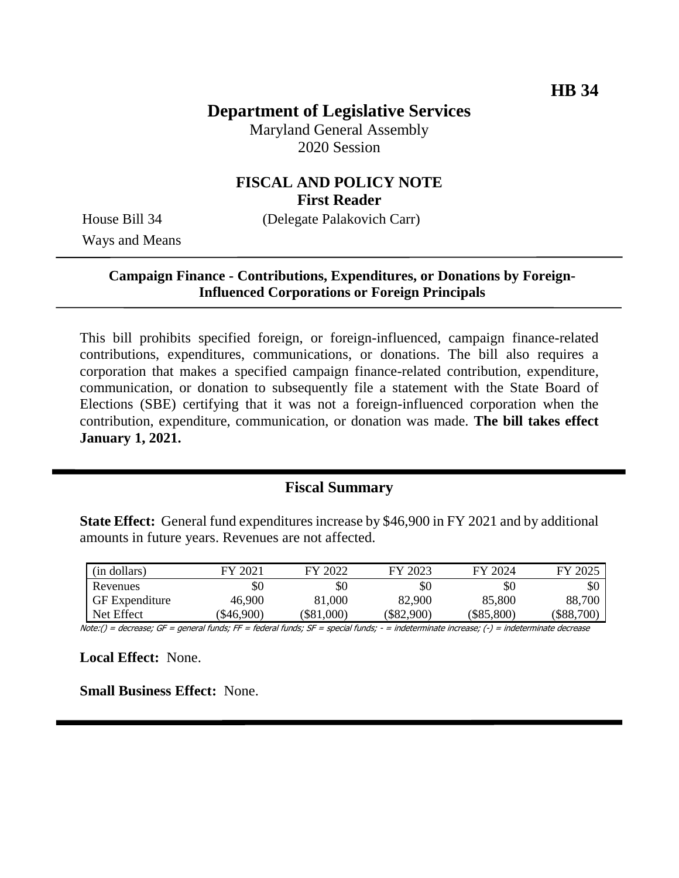**HB 34**

# Department of Legislative Services

Maryland General Assembly
2020 Session

## FISCAL AND POLICY NOTE
**First Reader**

House Bill 34 (Delegate Palakovich Carr)
Ways and Means

**Campaign Finance - Contributions, Expenditures, or Donations by Foreign-Influenced Corporations or Foreign Principals**

This bill prohibits specified foreign, or foreign-influenced, campaign finance-related contributions, expenditures, communications, or donations. The bill also requires a corporation that makes a specified campaign finance-related contribution, expenditure, communication, or donation to subsequently file a statement with the State Board of Elections (SBE) certifying that it was not a foreign-influenced corporation when the contribution, expenditure, communication, or donation was made. **The bill takes effect January 1, 2021.**

## Fiscal Summary

**State Effect:** General fund expenditures increase by $46,900 in FY 2021 and by additional amounts in future years. Revenues are not affected.

| (in dollars) | FY 2021 | FY 2022 | FY 2023 | FY 2024 | FY 2025 |
|---|---|---|---|---|---|
| Revenues | $0 | $0 | $0 | $0 | $0 |
| GF Expenditure | 46,900 | 81,000 | 82,900 | 85,800 | 88,700 |
| Net Effect | ($46,900) | ($81,000) | ($82,900) | ($85,800) | ($88,700) |

Note:() = decrease; GF = general funds; FF = federal funds; SF = special funds; - = indeterminate increase; (-) = indeterminate decrease

**Local Effect:** None.

**Small Business Effect:** None.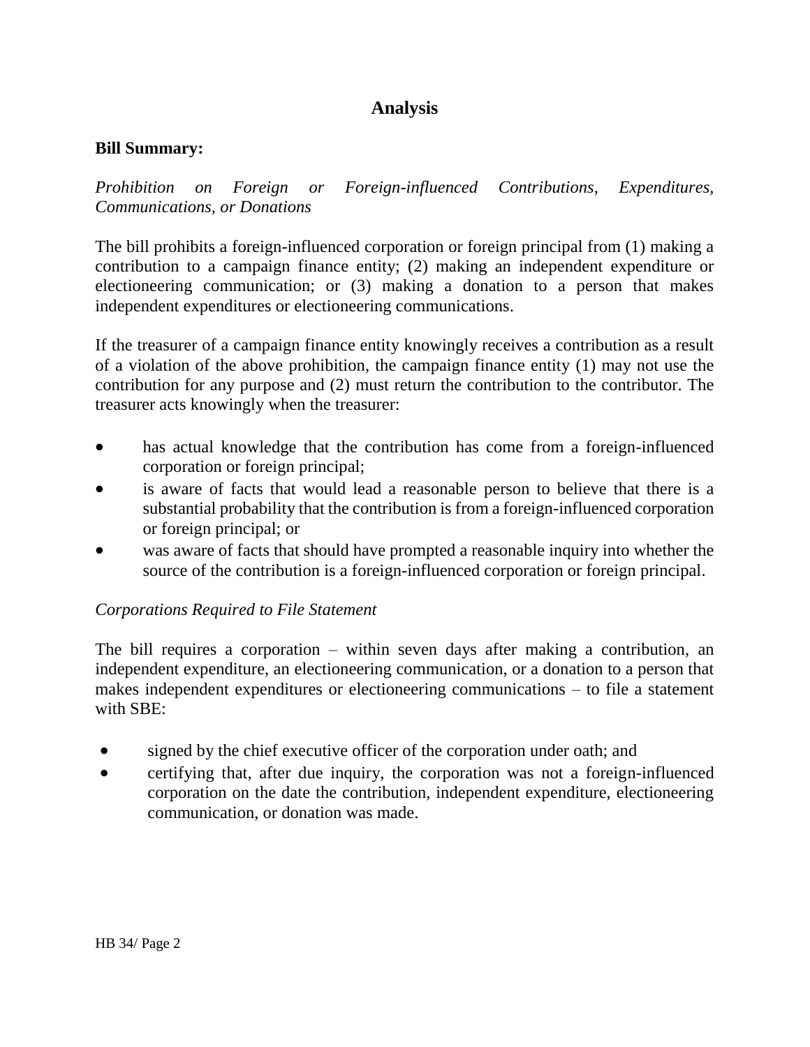## Analysis

**Bill Summary:**

*Prohibition on Foreign or Foreign-influenced Contributions, Expenditures, Communications, or Donations*

The bill prohibits a foreign-influenced corporation or foreign principal from (1) making a contribution to a campaign finance entity; (2) making an independent expenditure or electioneering communication; or (3) making a donation to a person that makes independent expenditures or electioneering communications.

If the treasurer of a campaign finance entity knowingly receives a contribution as a result of a violation of the above prohibition, the campaign finance entity (1) may not use the contribution for any purpose and (2) must return the contribution to the contributor. The treasurer acts knowingly when the treasurer:

- has actual knowledge that the contribution has come from a foreign-influenced corporation or foreign principal;
- is aware of facts that would lead a reasonable person to believe that there is a substantial probability that the contribution is from a foreign-influenced corporation or foreign principal; or
- was aware of facts that should have prompted a reasonable inquiry into whether the source of the contribution is a foreign-influenced corporation or foreign principal.

*Corporations Required to File Statement*

The bill requires a corporation – within seven days after making a contribution, an independent expenditure, an electioneering communication, or a donation to a person that makes independent expenditures or electioneering communications – to file a statement with SBE:

- signed by the chief executive officer of the corporation under oath; and
- certifying that, after due inquiry, the corporation was not a foreign-influenced corporation on the date the contribution, independent expenditure, electioneering communication, or donation was made.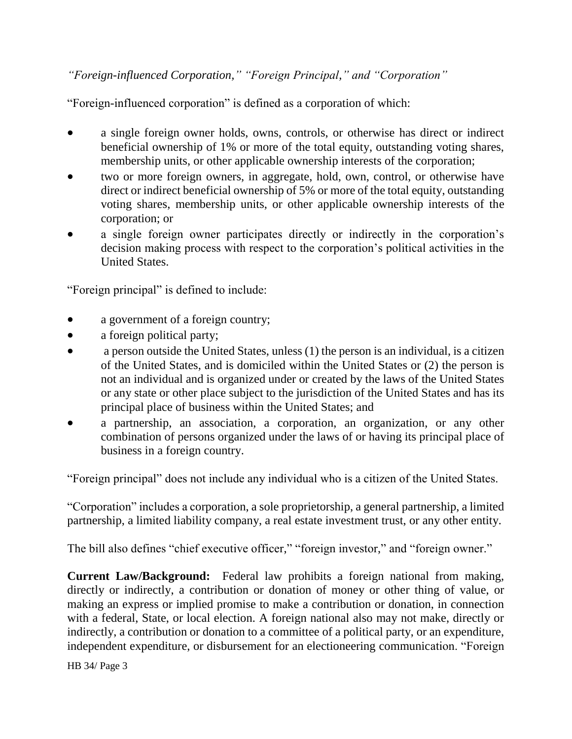*"Foreign-influenced Corporation," "Foreign Principal," and "Corporation"*

"Foreign-influenced corporation" is defined as a corporation of which:

- a single foreign owner holds, owns, controls, or otherwise has direct or indirect beneficial ownership of 1% or more of the total equity, outstanding voting shares, membership units, or other applicable ownership interests of the corporation;
- two or more foreign owners, in aggregate, hold, own, control, or otherwise have direct or indirect beneficial ownership of 5% or more of the total equity, outstanding voting shares, membership units, or other applicable ownership interests of the corporation; or
- a single foreign owner participates directly or indirectly in the corporation's decision making process with respect to the corporation's political activities in the United States.

"Foreign principal" is defined to include:

- a government of a foreign country;
- a foreign political party;
- a person outside the United States, unless (1) the person is an individual, is a citizen of the United States, and is domiciled within the United States or (2) the person is not an individual and is organized under or created by the laws of the United States or any state or other place subject to the jurisdiction of the United States and has its principal place of business within the United States; and
- a partnership, an association, a corporation, an organization, or any other combination of persons organized under the laws of or having its principal place of business in a foreign country.

"Foreign principal" does not include any individual who is a citizen of the United States.

"Corporation" includes a corporation, a sole proprietorship, a general partnership, a limited partnership, a limited liability company, a real estate investment trust, or any other entity.

The bill also defines "chief executive officer," "foreign investor," and "foreign owner."

**Current Law/Background:** Federal law prohibits a foreign national from making, directly or indirectly, a contribution or donation of money or other thing of value, or making an express or implied promise to make a contribution or donation, in connection with a federal, State, or local election. A foreign national also may not make, directly or indirectly, a contribution or donation to a committee of a political party, or an expenditure, independent expenditure, or disbursement for an electioneering communication. "Foreign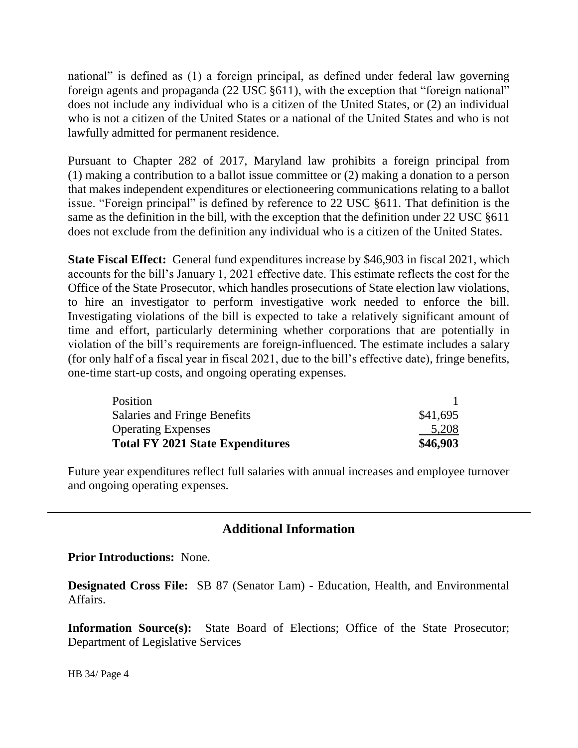national" is defined as (1) a foreign principal, as defined under federal law governing foreign agents and propaganda (22 USC §611), with the exception that "foreign national" does not include any individual who is a citizen of the United States, or (2) an individual who is not a citizen of the United States or a national of the United States and who is not lawfully admitted for permanent residence.

Pursuant to Chapter 282 of 2017, Maryland law prohibits a foreign principal from (1) making a contribution to a ballot issue committee or (2) making a donation to a person that makes independent expenditures or electioneering communications relating to a ballot issue. "Foreign principal" is defined by reference to 22 USC §611. That definition is the same as the definition in the bill, with the exception that the definition under 22 USC §611 does not exclude from the definition any individual who is a citizen of the United States.

**State Fiscal Effect:** General fund expenditures increase by $46,903 in fiscal 2021, which accounts for the bill's January 1, 2021 effective date. This estimate reflects the cost for the Office of the State Prosecutor, which handles prosecutions of State election law violations, to hire an investigator to perform investigative work needed to enforce the bill. Investigating violations of the bill is expected to take a relatively significant amount of time and effort, particularly determining whether corporations that are potentially in violation of the bill's requirements are foreign-influenced. The estimate includes a salary (for only half of a fiscal year in fiscal 2021, due to the bill's effective date), fringe benefits, one-time start-up costs, and ongoing operating expenses.

| | |
|---|---|
| Position | 1 |
| Salaries and Fringe Benefits | $41,695 |
| Operating Expenses | 5,208 |
| **Total FY 2021 State Expenditures** | **$46,903** |

Future year expenditures reflect full salaries with annual increases and employee turnover and ongoing operating expenses.

## Additional Information

**Prior Introductions:** None.

**Designated Cross File:** SB 87 (Senator Lam) - Education, Health, and Environmental Affairs.

**Information Source(s):** State Board of Elections; Office of the State Prosecutor; Department of Legislative Services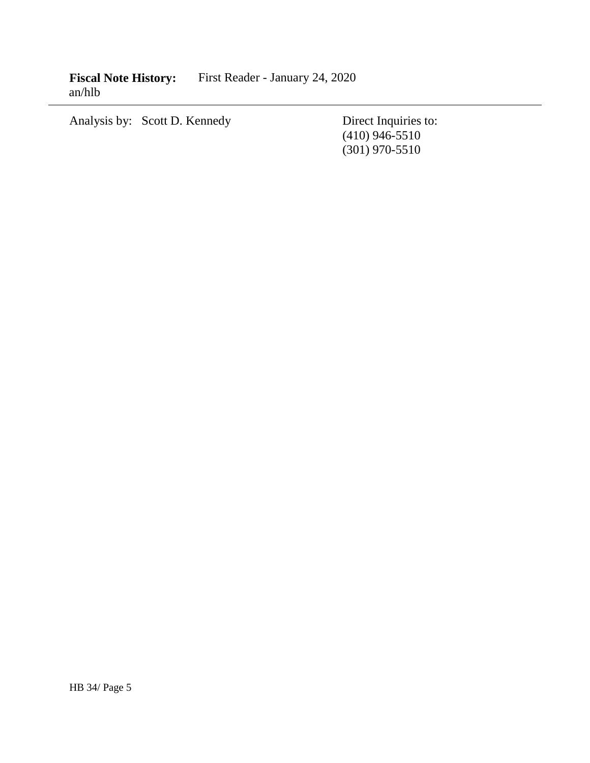**Fiscal Note History:** First Reader - January 24, 2020
an/hlb

---

Analysis by: Scott D. Kennedy

Direct Inquiries to:
(410) 946-5510
(301) 970-5510